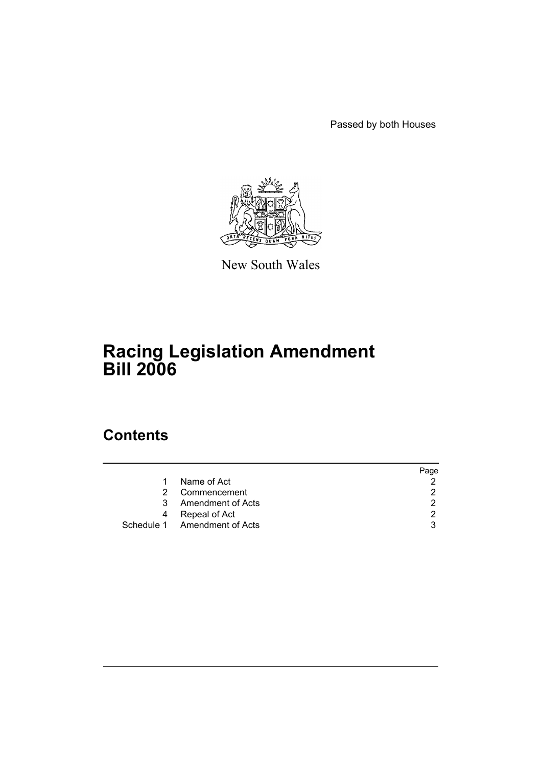Passed by both Houses

New South Wales

# Racing Legislation Amendment Bill 2006

## Contents

| | | Page |
|---|---|---|
| 1 | Name of Act | 2 |
| 2 | Commencement | 2 |
| 3 | Amendment of Acts | 2 |
| 4 | Repeal of Act | 2 |
| Schedule 1 | Amendment of Acts | 3 |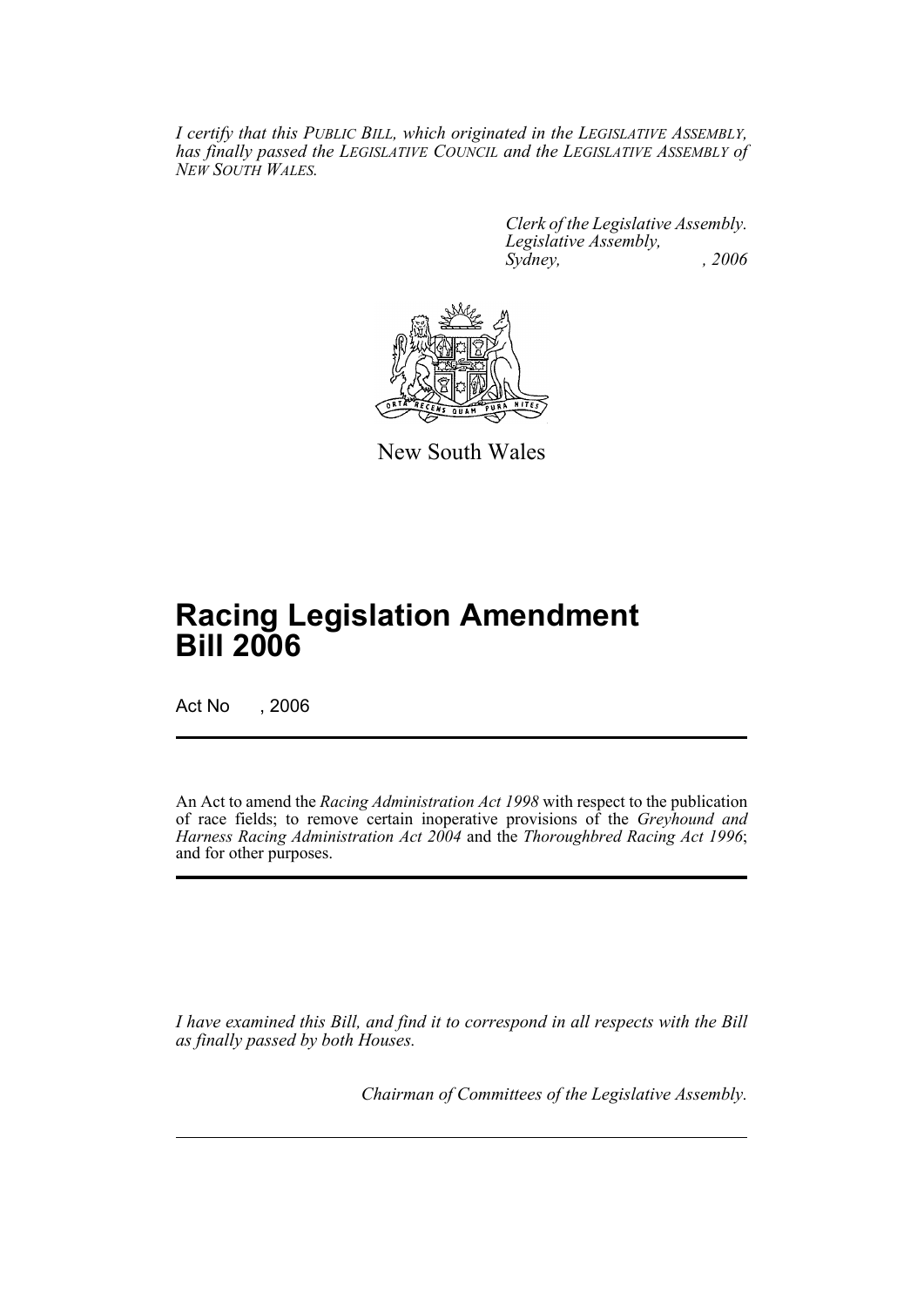*I certify that this PUBLIC BILL, which originated in the LEGISLATIVE ASSEMBLY, has finally passed the LEGISLATIVE COUNCIL and the LEGISLATIVE ASSEMBLY of NEW SOUTH WALES.*

*Clerk of the Legislative Assembly.*
*Legislative Assembly,*
*Sydney, , 2006*

New South Wales

# Racing Legislation Amendment Bill 2006

Act No , 2006

An Act to amend the *Racing Administration Act 1998* with respect to the publication of race fields; to remove certain inoperative provisions of the *Greyhound and Harness Racing Administration Act 2004* and the *Thoroughbred Racing Act 1996*; and for other purposes.

*I have examined this Bill, and find it to correspond in all respects with the Bill as finally passed by both Houses.*

*Chairman of Committees of the Legislative Assembly.*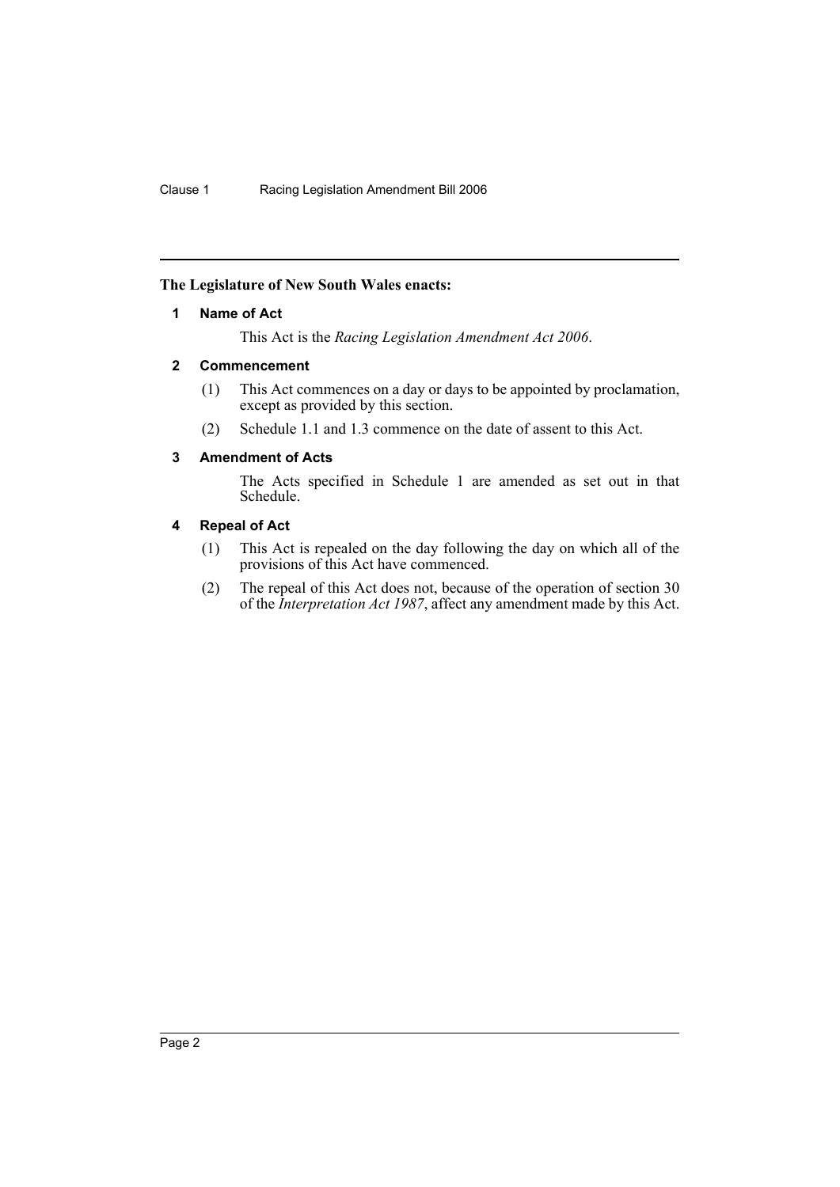**The Legislature of New South Wales enacts:**

### 1 Name of Act

This Act is the *Racing Legislation Amendment Act 2006*.

### 2 Commencement

(1) This Act commences on a day or days to be appointed by proclamation, except as provided by this section.

(2) Schedule 1.1 and 1.3 commence on the date of assent to this Act.

### 3 Amendment of Acts

The Acts specified in Schedule 1 are amended as set out in that Schedule.

### 4 Repeal of Act

(1) This Act is repealed on the day following the day on which all of the provisions of this Act have commenced.

(2) The repeal of this Act does not, because of the operation of section 30 of the *Interpretation Act 1987*, affect any amendment made by this Act.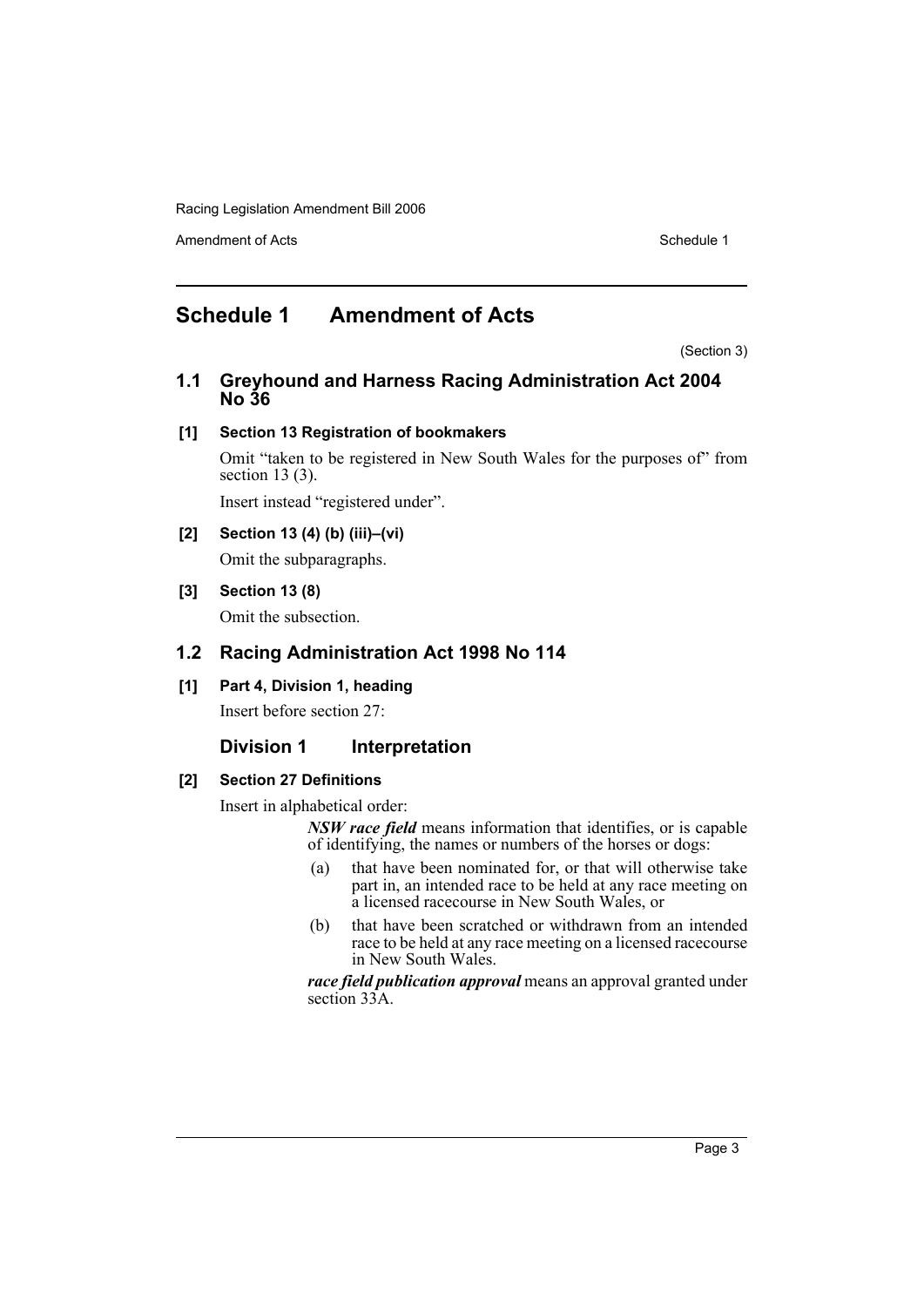# Schedule 1 Amendment of Acts

(Section 3)

## 1.1 Greyhound and Harness Racing Administration Act 2004 No 36

### [1] Section 13 Registration of bookmakers

Omit "taken to be registered in New South Wales for the purposes of" from section 13 (3).

Insert instead "registered under".

### [2] Section 13 (4) (b) (iii)–(vi)

Omit the subparagraphs.

### [3] Section 13 (8)

Omit the subsection.

## 1.2 Racing Administration Act 1998 No 114

### [1] Part 4, Division 1, heading

Insert before section 27:

#### Division 1 Interpretation

### [2] Section 27 Definitions

Insert in alphabetical order:

> ***NSW race field*** means information that identifies, or is capable of identifying, the names or numbers of the horses or dogs:
>
> (a) that have been nominated for, or that will otherwise take part in, an intended race to be held at any race meeting on a licensed racecourse in New South Wales, or
>
> (b) that have been scratched or withdrawn from an intended race to be held at any race meeting on a licensed racecourse in New South Wales.
>
> ***race field publication approval*** means an approval granted under section 33A.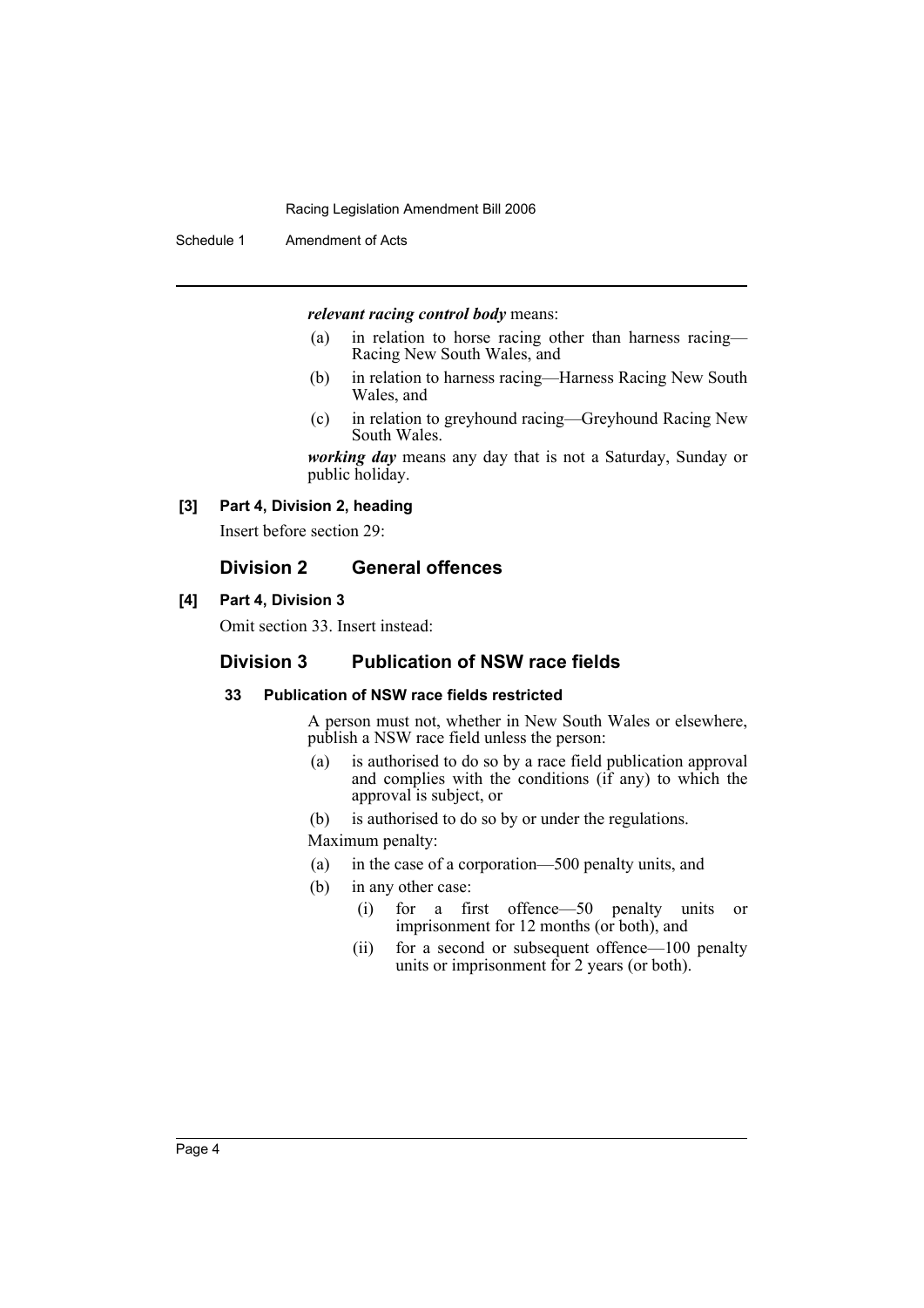***relevant racing control body*** means:

(a) in relation to horse racing other than harness racing—Racing New South Wales, and

(b) in relation to harness racing—Harness Racing New South Wales, and

(c) in relation to greyhound racing—Greyhound Racing New South Wales.

***working day*** means any day that is not a Saturday, Sunday or public holiday.

**[3] Part 4, Division 2, heading**

Insert before section 29:

## Division 2 General offences

**[4] Part 4, Division 3**

Omit section 33. Insert instead:

## Division 3 Publication of NSW race fields

### 33 Publication of NSW race fields restricted

A person must not, whether in New South Wales or elsewhere, publish a NSW race field unless the person:

(a) is authorised to do so by a race field publication approval and complies with the conditions (if any) to which the approval is subject, or

(b) is authorised to do so by or under the regulations.

Maximum penalty:

(a) in the case of a corporation—500 penalty units, and

(b) in any other case:

  (i) for a first offence—50 penalty units or imprisonment for 12 months (or both), and

  (ii) for a second or subsequent offence—100 penalty units or imprisonment for 2 years (or both).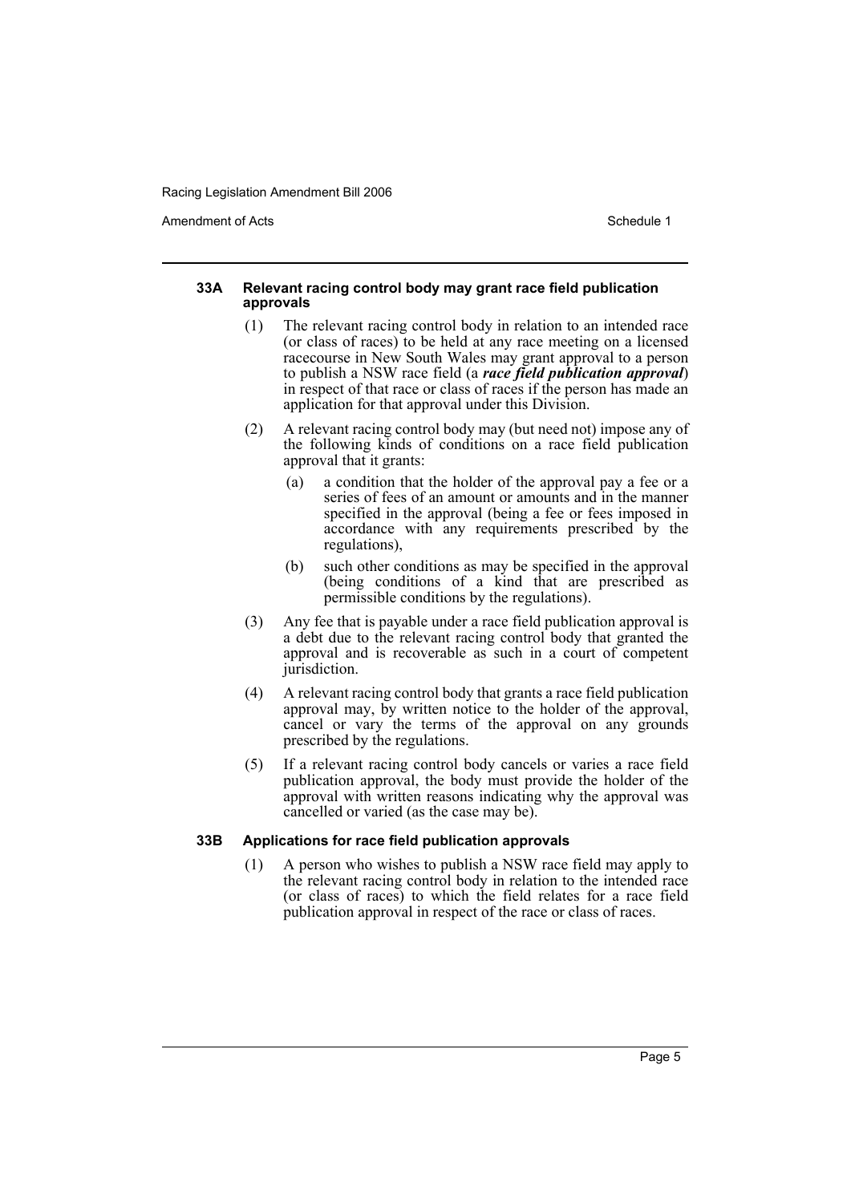#### 33A Relevant racing control body may grant race field publication approvals

(1) The relevant racing control body in relation to an intended race (or class of races) to be held at any race meeting on a licensed racecourse in New South Wales may grant approval to a person to publish a NSW race field (a ***race field publication approval***) in respect of that race or class of races if the person has made an application for that approval under this Division.

(2) A relevant racing control body may (but need not) impose any of the following kinds of conditions on a race field publication approval that it grants:

- (a) a condition that the holder of the approval pay a fee or a series of fees of an amount or amounts and in the manner specified in the approval (being a fee or fees imposed in accordance with any requirements prescribed by the regulations),
- (b) such other conditions as may be specified in the approval (being conditions of a kind that are prescribed as permissible conditions by the regulations).

(3) Any fee that is payable under a race field publication approval is a debt due to the relevant racing control body that granted the approval and is recoverable as such in a court of competent jurisdiction.

(4) A relevant racing control body that grants a race field publication approval may, by written notice to the holder of the approval, cancel or vary the terms of the approval on any grounds prescribed by the regulations.

(5) If a relevant racing control body cancels or varies a race field publication approval, the body must provide the holder of the approval with written reasons indicating why the approval was cancelled or varied (as the case may be).

#### 33B Applications for race field publication approvals

(1) A person who wishes to publish a NSW race field may apply to the relevant racing control body in relation to the intended race (or class of races) to which the field relates for a race field publication approval in respect of the race or class of races.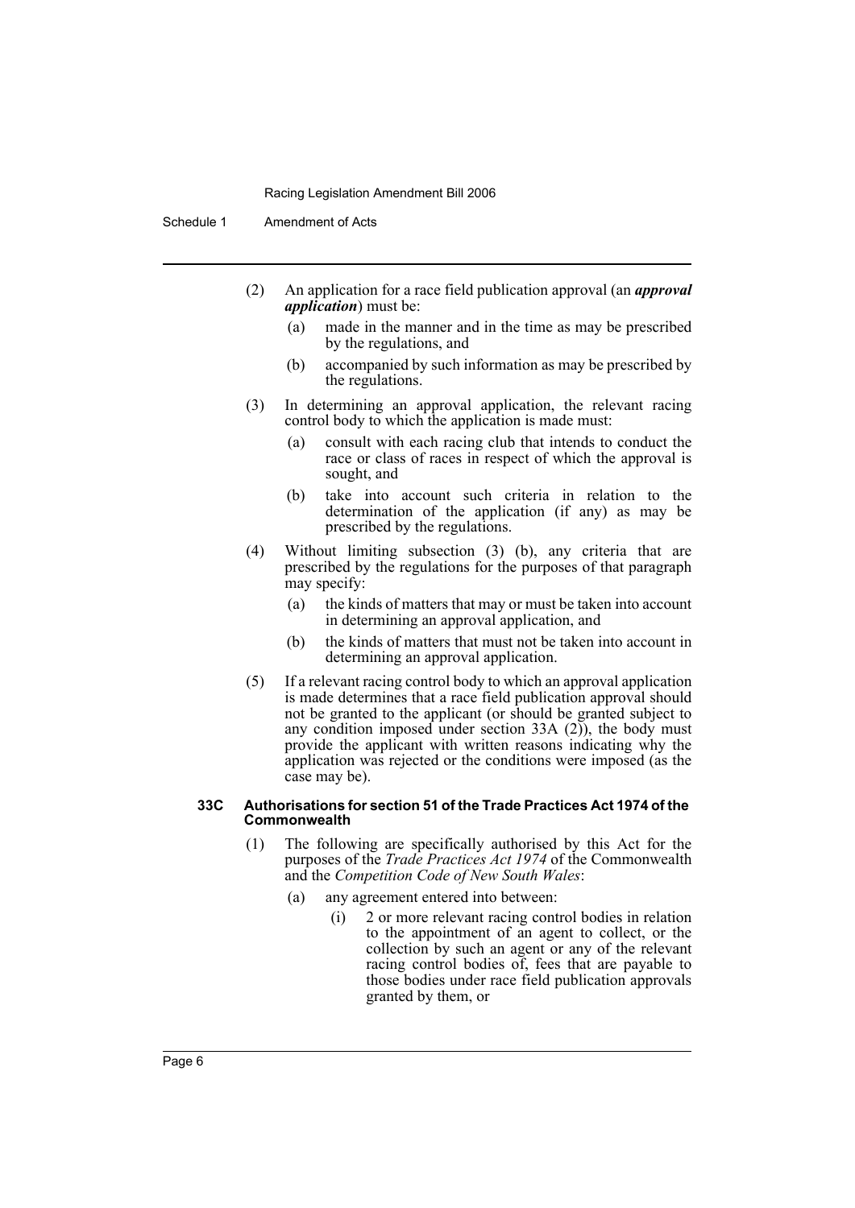(2) An application for a race field publication approval (an ***approval application***) must be:

(a) made in the manner and in the time as may be prescribed by the regulations, and

(b) accompanied by such information as may be prescribed by the regulations.

(3) In determining an approval application, the relevant racing control body to which the application is made must:

(a) consult with each racing club that intends to conduct the race or class of races in respect of which the approval is sought, and

(b) take into account such criteria in relation to the determination of the application (if any) as may be prescribed by the regulations.

(4) Without limiting subsection (3) (b), any criteria that are prescribed by the regulations for the purposes of that paragraph may specify:

(a) the kinds of matters that may or must be taken into account in determining an approval application, and

(b) the kinds of matters that must not be taken into account in determining an approval application.

(5) If a relevant racing control body to which an approval application is made determines that a race field publication approval should not be granted to the applicant (or should be granted subject to any condition imposed under section 33A (2)), the body must provide the applicant with written reasons indicating why the application was rejected or the conditions were imposed (as the case may be).

#### 33C Authorisations for section 51 of the Trade Practices Act 1974 of the Commonwealth

(1) The following are specifically authorised by this Act for the purposes of the *Trade Practices Act 1974* of the Commonwealth and the *Competition Code of New South Wales*:

(a) any agreement entered into between:

(i) 2 or more relevant racing control bodies in relation to the appointment of an agent to collect, or the collection by such an agent or any of the relevant racing control bodies of, fees that are payable to those bodies under race field publication approvals granted by them, or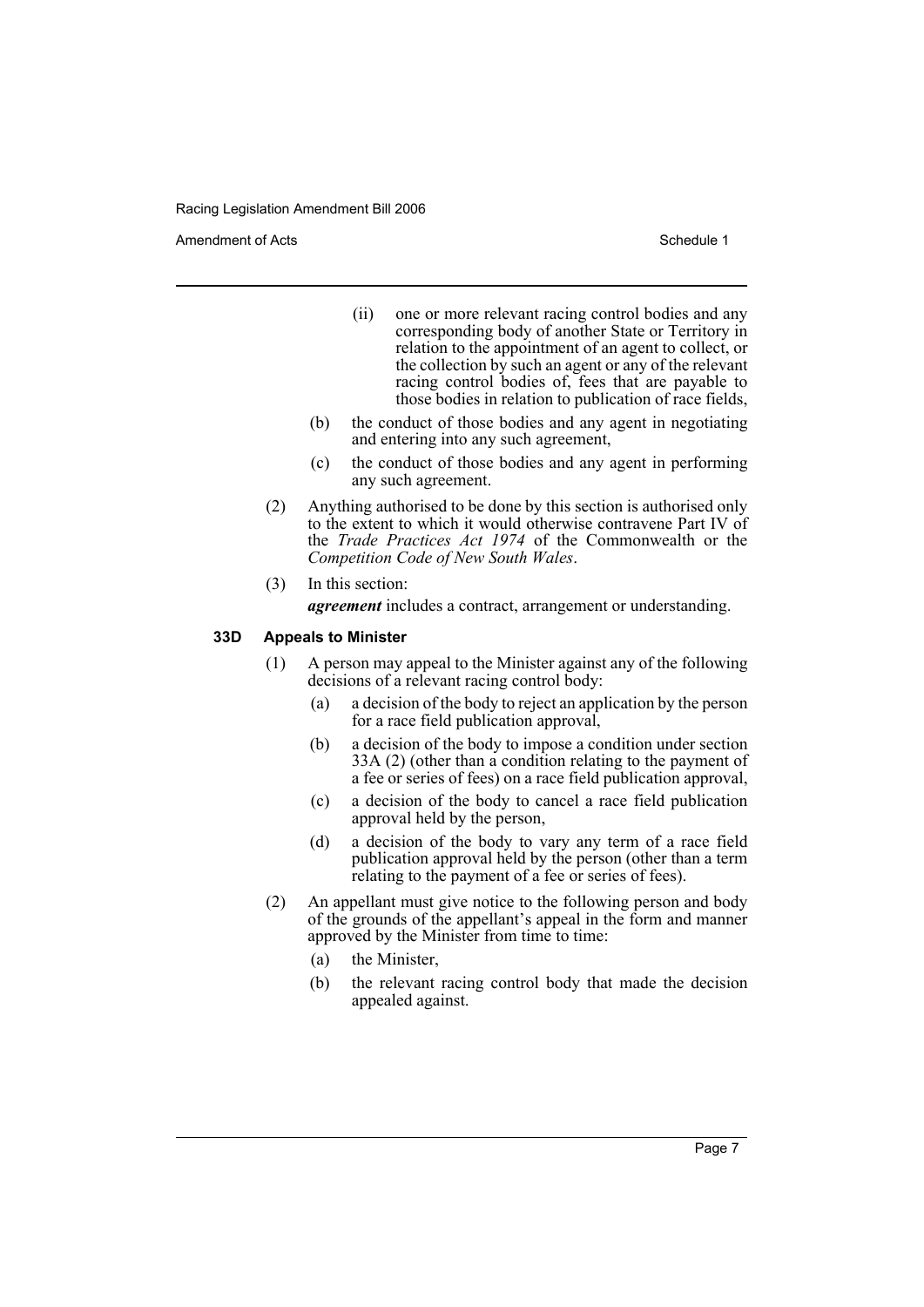(ii) one or more relevant racing control bodies and any corresponding body of another State or Territory in relation to the appointment of an agent to collect, or the collection by such an agent or any of the relevant racing control bodies of, fees that are payable to those bodies in relation to publication of race fields,

(b) the conduct of those bodies and any agent in negotiating and entering into any such agreement,

(c) the conduct of those bodies and any agent in performing any such agreement.

(2) Anything authorised to be done by this section is authorised only to the extent to which it would otherwise contravene Part IV of the *Trade Practices Act 1974* of the Commonwealth or the *Competition Code of New South Wales*.

(3) In this section:

***agreement*** includes a contract, arrangement or understanding.

**33D Appeals to Minister**

(1) A person may appeal to the Minister against any of the following decisions of a relevant racing control body:

(a) a decision of the body to reject an application by the person for a race field publication approval,

(b) a decision of the body to impose a condition under section 33A (2) (other than a condition relating to the payment of a fee or series of fees) on a race field publication approval,

(c) a decision of the body to cancel a race field publication approval held by the person,

(d) a decision of the body to vary any term of a race field publication approval held by the person (other than a term relating to the payment of a fee or series of fees).

(2) An appellant must give notice to the following person and body of the grounds of the appellant's appeal in the form and manner approved by the Minister from time to time:

(a) the Minister,

(b) the relevant racing control body that made the decision appealed against.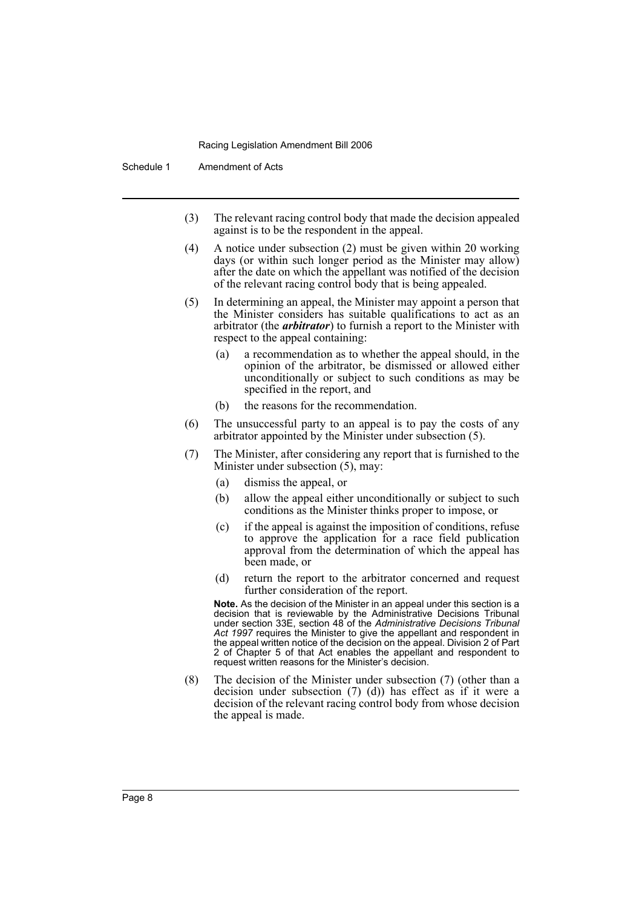(3) The relevant racing control body that made the decision appealed against is to be the respondent in the appeal.

(4) A notice under subsection (2) must be given within 20 working days (or within such longer period as the Minister may allow) after the date on which the appellant was notified of the decision of the relevant racing control body that is being appealed.

(5) In determining an appeal, the Minister may appoint a person that the Minister considers has suitable qualifications to act as an arbitrator (the ***arbitrator***) to furnish a report to the Minister with respect to the appeal containing:

  (a) a recommendation as to whether the appeal should, in the opinion of the arbitrator, be dismissed or allowed either unconditionally or subject to such conditions as may be specified in the report, and

  (b) the reasons for the recommendation.

(6) The unsuccessful party to an appeal is to pay the costs of any arbitrator appointed by the Minister under subsection (5).

(7) The Minister, after considering any report that is furnished to the Minister under subsection (5), may:

  (a) dismiss the appeal, or

  (b) allow the appeal either unconditionally or subject to such conditions as the Minister thinks proper to impose, or

  (c) if the appeal is against the imposition of conditions, refuse to approve the application for a race field publication approval from the determination of which the appeal has been made, or

  (d) return the report to the arbitrator concerned and request further consideration of the report.

**Note.** As the decision of the Minister in an appeal under this section is a decision that is reviewable by the Administrative Decisions Tribunal under section 33E, section 48 of the *Administrative Decisions Tribunal Act 1997* requires the Minister to give the appellant and respondent in the appeal written notice of the decision on the appeal. Division 2 of Part 2 of Chapter 5 of that Act enables the appellant and respondent to request written reasons for the Minister's decision.

(8) The decision of the Minister under subsection (7) (other than a decision under subsection (7) (d)) has effect as if it were a decision of the relevant racing control body from whose decision the appeal is made.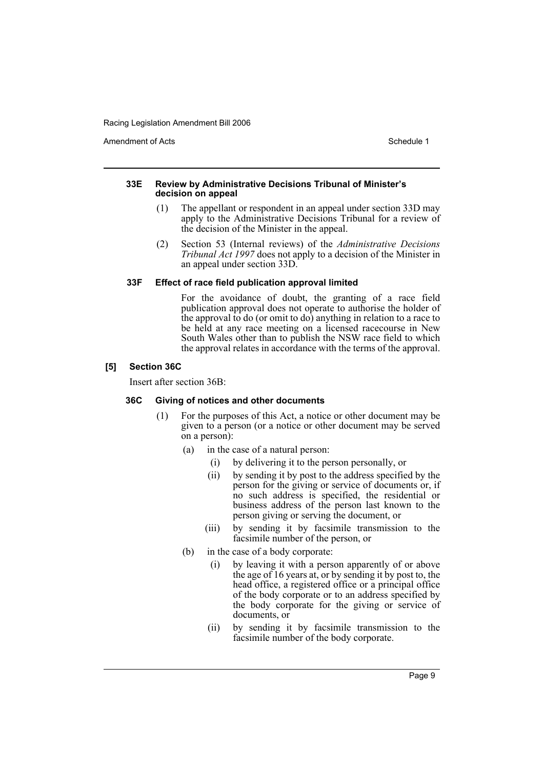#### 33E Review by Administrative Decisions Tribunal of Minister's decision on appeal

(1) The appellant or respondent in an appeal under section 33D may apply to the Administrative Decisions Tribunal for a review of the decision of the Minister in the appeal.

(2) Section 53 (Internal reviews) of the *Administrative Decisions Tribunal Act 1997* does not apply to a decision of the Minister in an appeal under section 33D.

#### 33F Effect of race field publication approval limited

For the avoidance of doubt, the granting of a race field publication approval does not operate to authorise the holder of the approval to do (or omit to do) anything in relation to a race to be held at any race meeting on a licensed racecourse in New South Wales other than to publish the NSW race field to which the approval relates in accordance with the terms of the approval.

### [5] Section 36C

Insert after section 36B:

#### 36C Giving of notices and other documents

(1) For the purposes of this Act, a notice or other document may be given to a person (or a notice or other document may be served on a person):

- (a) in the case of a natural person:
  - (i) by delivering it to the person personally, or
  - (ii) by sending it by post to the address specified by the person for the giving or service of documents or, if no such address is specified, the residential or business address of the person last known to the person giving or serving the document, or
  - (iii) by sending it by facsimile transmission to the facsimile number of the person, or
- (b) in the case of a body corporate:
  - (i) by leaving it with a person apparently of or above the age of 16 years at, or by sending it by post to, the head office, a registered office or a principal office of the body corporate or to an address specified by the body corporate for the giving or service of documents, or
  - (ii) by sending it by facsimile transmission to the facsimile number of the body corporate.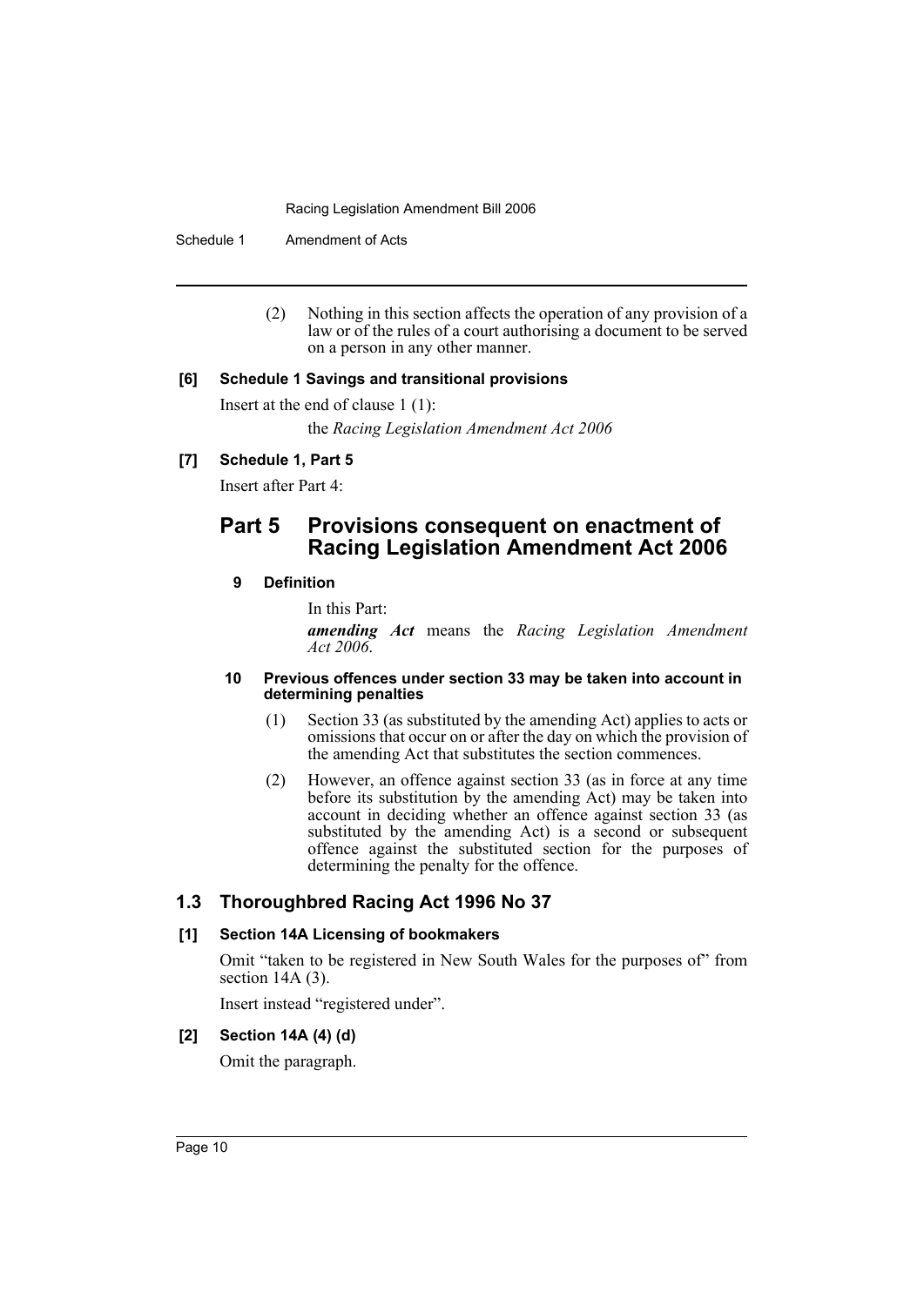(2) Nothing in this section affects the operation of any provision of a law or of the rules of a court authorising a document to be served on a person in any other manner.

**[6] Schedule 1 Savings and transitional provisions**

Insert at the end of clause 1 (1):

the *Racing Legislation Amendment Act 2006*

**[7] Schedule 1, Part 5**

Insert after Part 4:

## Part 5 Provisions consequent on enactment of Racing Legislation Amendment Act 2006

**9 Definition**

In this Part:

***amending Act*** means the *Racing Legislation Amendment Act 2006*.

**10 Previous offences under section 33 may be taken into account in determining penalties**

(1) Section 33 (as substituted by the amending Act) applies to acts or omissions that occur on or after the day on which the provision of the amending Act that substitutes the section commences.

(2) However, an offence against section 33 (as in force at any time before its substitution by the amending Act) may be taken into account in deciding whether an offence against section 33 (as substituted by the amending Act) is a second or subsequent offence against the substituted section for the purposes of determining the penalty for the offence.

### 1.3 Thoroughbred Racing Act 1996 No 37

**[1] Section 14A Licensing of bookmakers**

Omit "taken to be registered in New South Wales for the purposes of" from section 14A (3).

Insert instead "registered under".

**[2] Section 14A (4) (d)**

Omit the paragraph.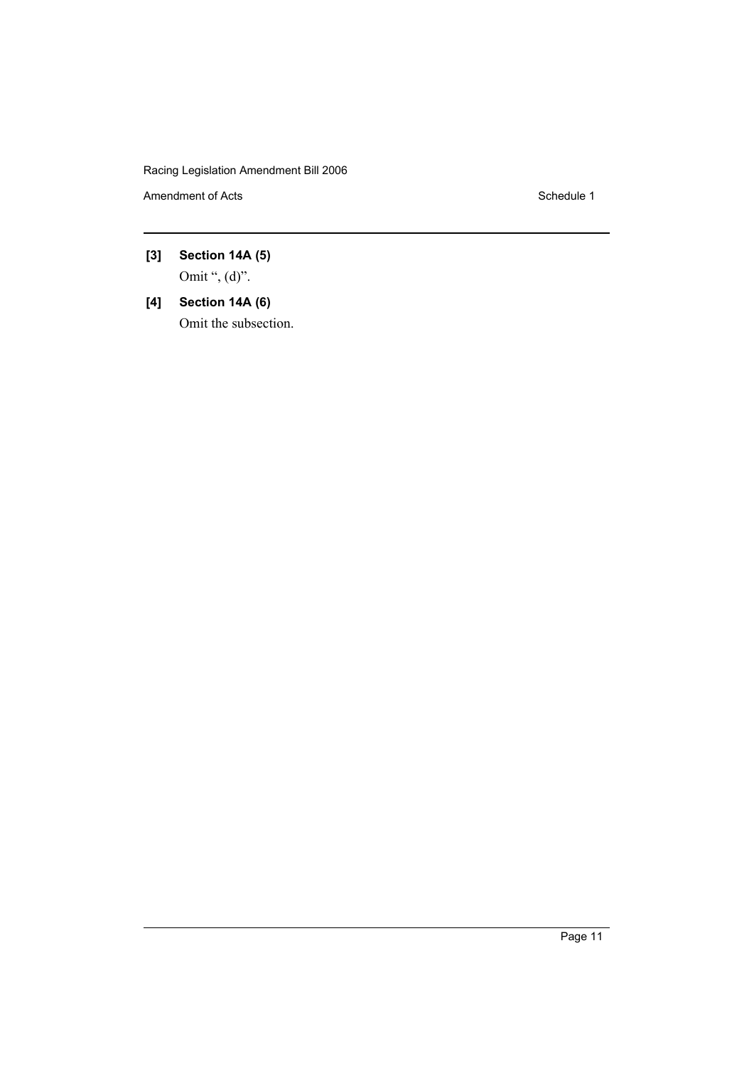**[3] Section 14A (5)**

Omit ", (d)".

**[4] Section 14A (6)**

Omit the subsection.